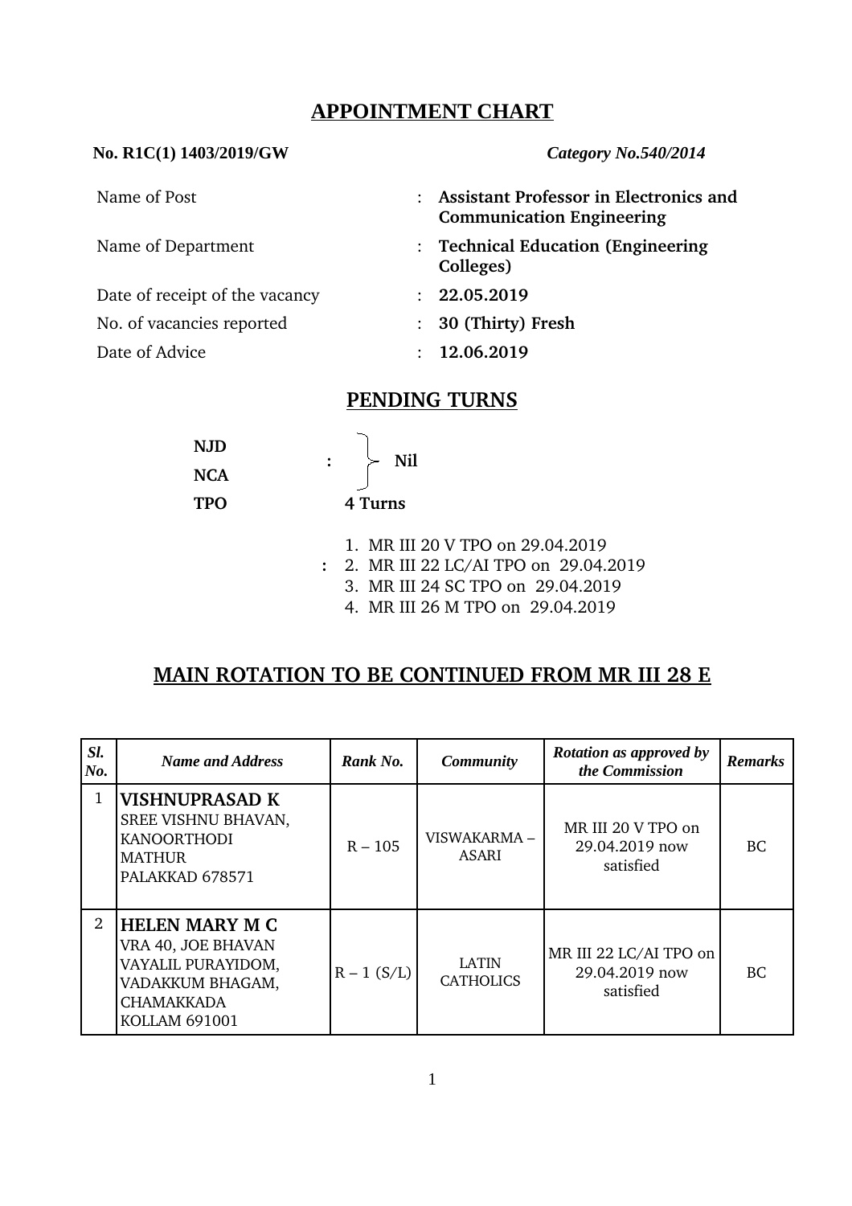# APPOINTMENT CHART

**No. R1C(1) 1403/2019/GW** *Category No.540/2014*

| | | |
|---|---|---|
| Name of Post | : | **Assistant Professor in Electronics and Communication Engineering** |
| Name of Department | : | **Technical Education (Engineering Colleges)** |
| Date of receipt of the vacancy | : | **22.05.2019** |
| No. of vacancies reported | : | **30 (Thirty) Fresh** |
| Date of Advice | : | **12.06.2019** |

## PENDING TURNS

**NJD**
**NCA** : } **Nil**

**TPO** **4 Turns**

:
1. MR III 20 V TPO on 29.04.2019
2. MR III 22 LC/AI TPO on 29.04.2019
3. MR III 24 SC TPO on 29.04.2019
4. MR III 26 M TPO on 29.04.2019

## MAIN ROTATION TO BE CONTINUED FROM MR III 28 E

| *Sl. No.* | *Name and Address* | *Rank No.* | *Community* | *Rotation as approved by the Commission* | *Remarks* |
|---|---|---|---|---|---|
| 1 | **VISHNUPRASAD K**<br>SREE VISHNU BHAVAN,<br>KANOORTHODI<br>MATHUR<br>PALAKKAD 678571 | R – 105 | VISWAKARMA – ASARI | MR III 20 V TPO on 29.04.2019 now satisfied | BC |
| 2 | **HELEN MARY M C**<br>VRA 40, JOE BHAVAN<br>VAYALIL PURAYIDOM,<br>VADAKKUM BHAGAM,<br>CHAMAKKADA<br>KOLLAM 691001 | R – 1 (S/L) | LATIN CATHOLICS | MR III 22 LC/AI TPO on 29.04.2019 now satisfied | BC |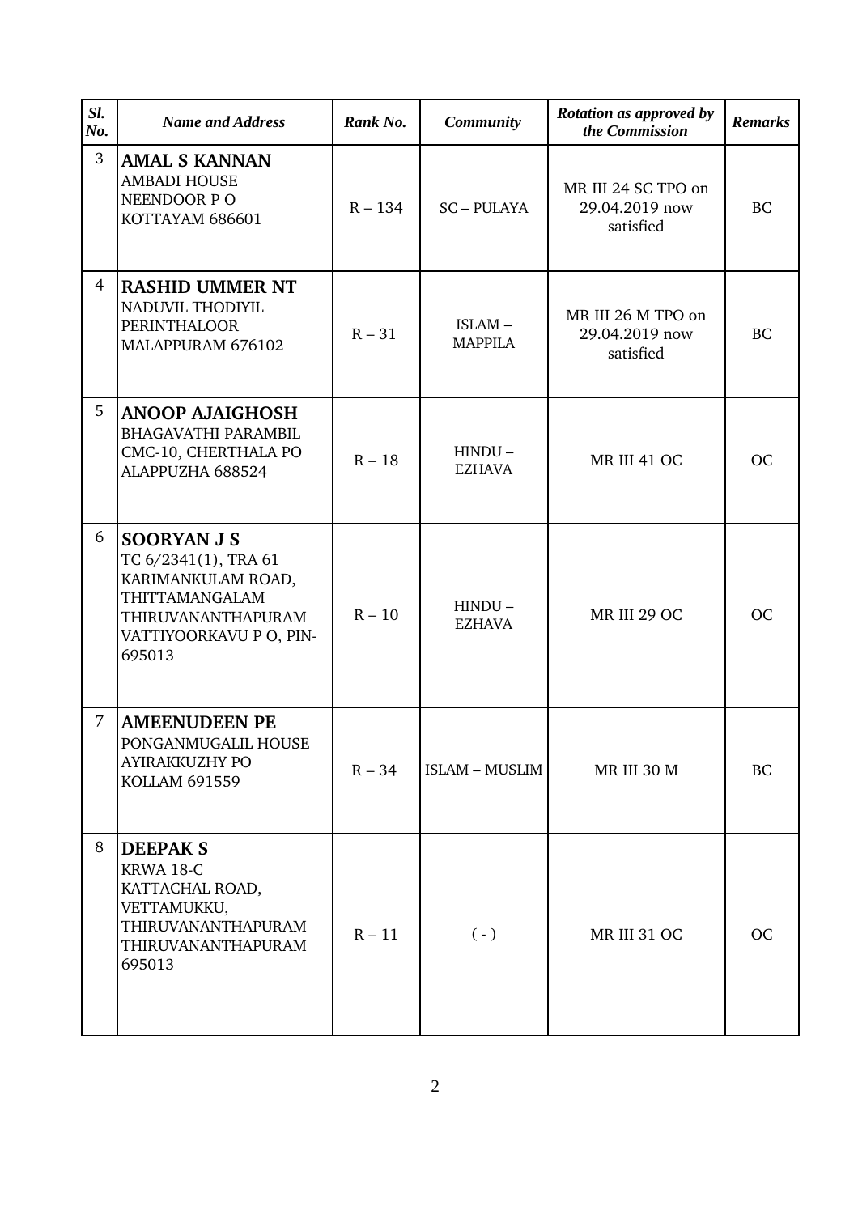| *Sl. No.* | *Name and Address* | *Rank No.* | *Community* | *Rotation as approved by the Commission* | *Remarks* |
|---|---|---|---|---|---|
| 3 | **AMAL S KANNAN**<br>AMBADI HOUSE<br>NEENDOOR P O<br>KOTTAYAM 686601 | R – 134 | SC – PULAYA | MR III 24 SC TPO on 29.04.2019 now satisfied | BC |
| 4 | **RASHID UMMER NT**<br>NADUVIL THODIYIL<br>PERINTHALOOR<br>MALAPPURAM 676102 | R – 31 | ISLAM – MAPPILA | MR III 26 M TPO on 29.04.2019 now satisfied | BC |
| 5 | **ANOOP AJAIGHOSH**<br>BHAGAVATHI PARAMBIL<br>CMC-10, CHERTHALA PO<br>ALAPPUZHA 688524 | R – 18 | HINDU – EZHAVA | MR III 41 OC | OC |
| 6 | **SOORYAN J S**<br>TC 6/2341(1), TRA 61<br>KARIMANKULAM ROAD,<br>THITTAMANGALAM<br>THIRUVANANTHAPURAM<br>VATTIYOORKAVU P O, PIN-695013 | R – 10 | HINDU – EZHAVA | MR III 29 OC | OC |
| 7 | **AMEENUDEEN PE**<br>PONGANMUGALIL HOUSE<br>AYIRAKKUZHY PO<br>KOLLAM 691559 | R – 34 | ISLAM – MUSLIM | MR III 30 M | BC |
| 8 | **DEEPAK S**<br>KRWA 18-C<br>KATTACHAL ROAD,<br>VETTAMUKKU,<br>THIRUVANANTHAPURAM<br>THIRUVANANTHAPURAM<br>695013 | R – 11 | ( - ) | MR III 31 OC | OC |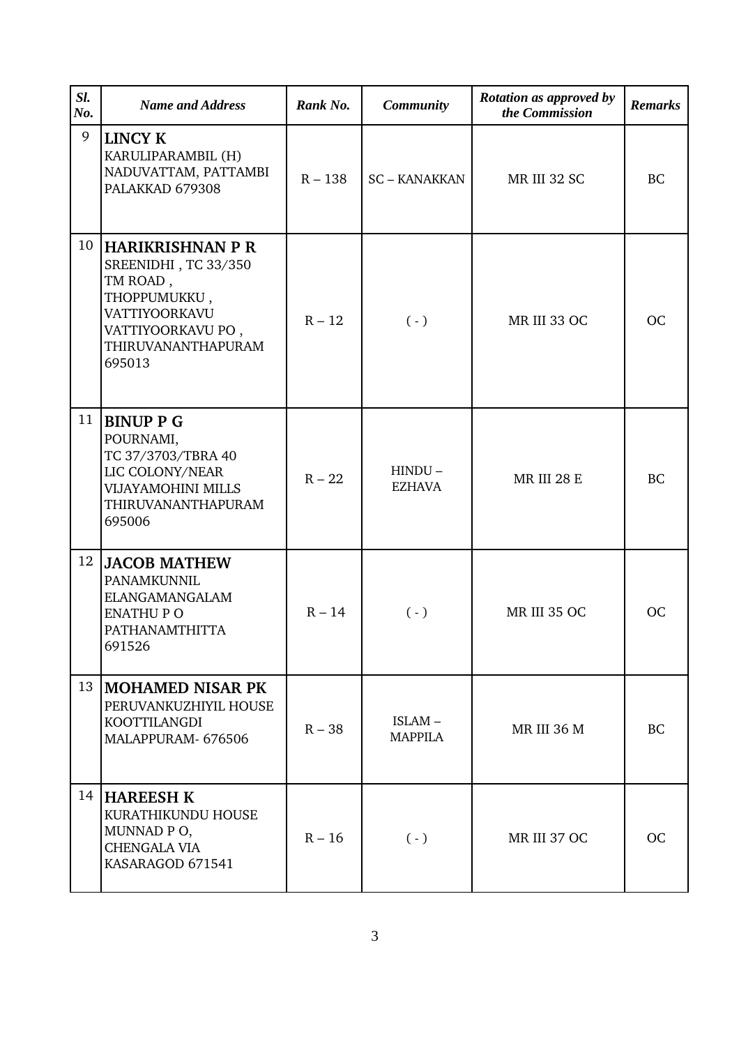| *Sl. No.* | *Name and Address* | *Rank No.* | *Community* | *Rotation as approved by the Commission* | *Remarks* |
|---|---|---|---|---|---|
| 9 | **LINCY K**<br>KARULIPARAMBIL (H)<br>NADUVATTAM, PATTAMBI<br>PALAKKAD 679308 | R – 138 | SC – KANAKKAN | MR III 32 SC | BC |
| 10 | **HARIKRISHNAN P R**<br>SREENIDHI , TC 33/350<br>TM ROAD ,<br>THOPPUMUKKU ,<br>VATTIYOORKAVU<br>VATTIYOORKAVU PO ,<br>THIRUVANANTHAPURAM<br>695013 | R – 12 | ( - ) | MR III 33 OC | OC |
| 11 | **BINUP P G**<br>POURNAMI,<br>TC 37/3703/TBRA 40<br>LIC COLONY/NEAR<br>VIJAYAMOHINI MILLS<br>THIRUVANANTHAPURAM<br>695006 | R – 22 | HINDU – EZHAVA | MR III 28 E | BC |
| 12 | **JACOB MATHEW**<br>PANAMKUNNIL<br>ELANGAMANGALAM<br>ENATHU P O<br>PATHANAMTHITTA<br>691526 | R – 14 | ( - ) | MR III 35 OC | OC |
| 13 | **MOHAMED NISAR PK**<br>PERUVANKUZHIYIL HOUSE<br>KOOTTILANGDI<br>MALAPPURAM- 676506 | R – 38 | ISLAM – MAPPILA | MR III 36 M | BC |
| 14 | **HAREESH K**<br>KURATHIKUNDU HOUSE<br>MUNNAD P O,<br>CHENGALA VIA<br>KASARAGOD 671541 | R – 16 | ( - ) | MR III 37 OC | OC |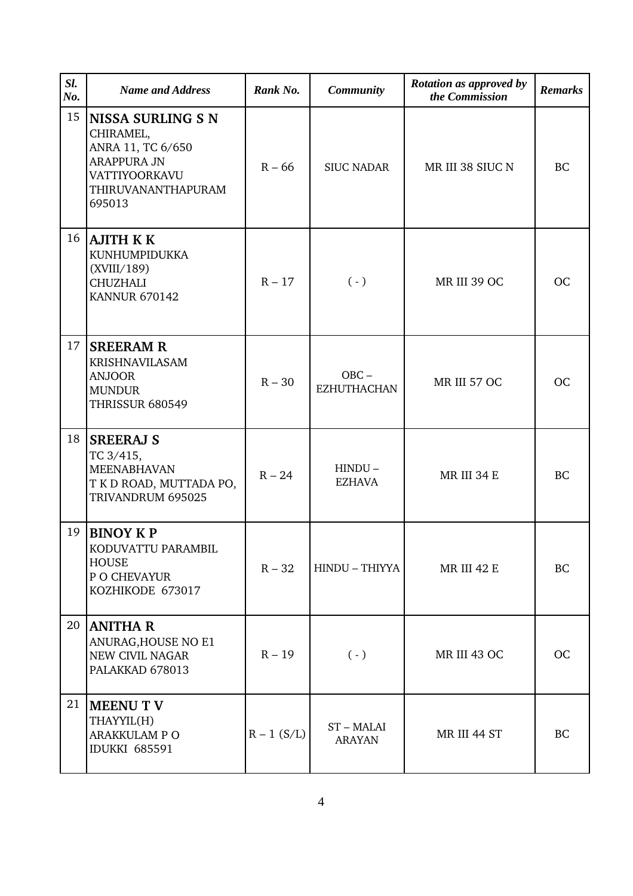| *Sl. No.* | *Name and Address* | *Rank No.* | *Community* | *Rotation as approved by the Commission* | *Remarks* |
|---|---|---|---|---|---|
| 15 | **NISSA SURLING S N** CHIRAMEL, ANRA 11, TC 6/650 ARAPPURA JN VATTIYOORKAVU THIRUVANANTHAPURAM 695013 | R – 66 | SIUC NADAR | MR III 38 SIUC N | BC |
| 16 | **AJITH K K** KUNHUMPIDUKKA (XVIII/189) CHUZHALI KANNUR 670142 | R – 17 | ( - ) | MR III 39 OC | OC |
| 17 | **SREERAM R** KRISHNAVILASAM ANJOOR MUNDUR THRISSUR 680549 | R – 30 | OBC – EZHUTHACHAN | MR III 57 OC | OC |
| 18 | **SREERAJ S** TC 3/415, MEENABHAVAN T K D ROAD, MUTTADA PO, TRIVANDRUM 695025 | R – 24 | HINDU – EZHAVA | MR III 34 E | BC |
| 19 | **BINOY K P** KODUVATTU PARAMBIL HOUSE P O CHEVAYUR KOZHIKODE 673017 | R – 32 | HINDU – THIYYA | MR III 42 E | BC |
| 20 | **ANITHA R** ANURAG,HOUSE NO E1 NEW CIVIL NAGAR PALAKKAD 678013 | R – 19 | ( - ) | MR III 43 OC | OC |
| 21 | **MEENU T V** THAYYIL(H) ARAKKULAM P O IDUKKI 685591 | R – 1 (S/L) | ST – MALAI ARAYAN | MR III 44 ST | BC |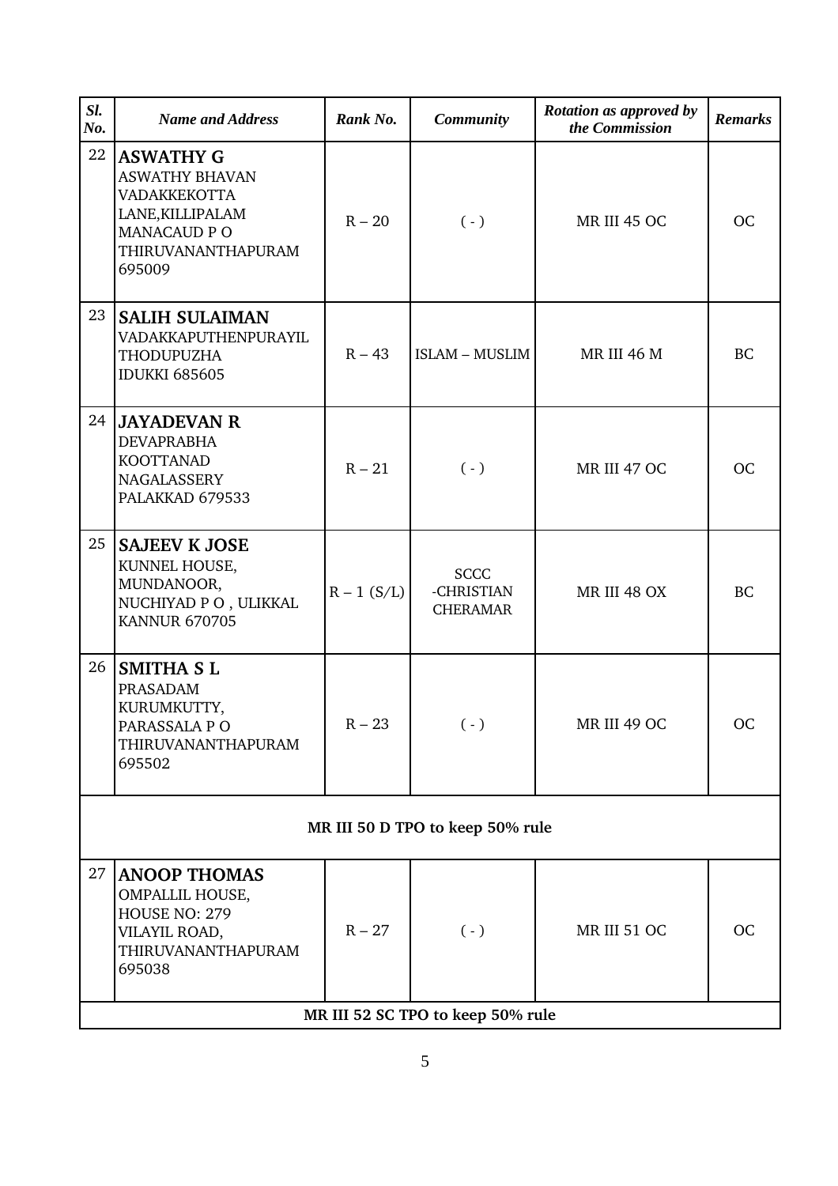| *Sl. No.* | *Name and Address* | *Rank No.* | *Community* | *Rotation as approved by the Commission* | *Remarks* |
|---|---|---|---|---|---|
| 22 | **ASWATHY G**<br>ASWATHY BHAVAN<br>VADAKKEKOTTA<br>LANE,KILLIPALAM<br>MANACAUD P O<br>THIRUVANANTHAPURAM<br>695009 | R – 20 | ( - ) | MR III 45 OC | OC |
| 23 | **SALIH SULAIMAN**<br>VADAKKAPUTHENPURAYIL<br>THODUPUZHA<br>IDUKKI 685605 | R – 43 | ISLAM – MUSLIM | MR III 46 M | BC |
| 24 | **JAYADEVAN R**<br>DEVAPRABHA<br>KOOTTANAD<br>NAGALASSERY<br>PALAKKAD 679533 | R – 21 | ( - ) | MR III 47 OC | OC |
| 25 | **SAJEEV K JOSE**<br>KUNNEL HOUSE,<br>MUNDANOOR,<br>NUCHIYAD P O , ULIKKAL<br>KANNUR 670705 | R – 1 (S/L) | SCCC<br>-CHRISTIAN<br>CHERAMAR | MR III 48 OX | BC |
| 26 | **SMITHA S L**<br>PRASADAM<br>KURUMKUTTY,<br>PARASSALA P O<br>THIRUVANANTHAPURAM<br>695502 | R – 23 | ( - ) | MR III 49 OC | OC |
| **MR III 50 D TPO to keep 50% rule** | | | | | |
| 27 | **ANOOP THOMAS**<br>OMPALLIL HOUSE,<br>HOUSE NO: 279<br>VILAYIL ROAD,<br>THIRUVANANTHAPURAM<br>695038 | R – 27 | ( - ) | MR III 51 OC | OC |
| **MR III 52 SC TPO to keep 50% rule** | | | | | |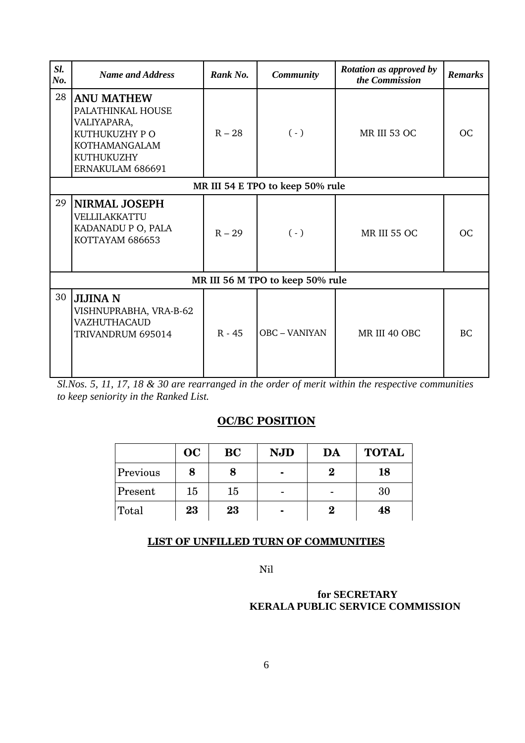| Sl. No. | Name and Address | Rank No. | Community | Rotation as approved by the Commission | Remarks |
|---|---|---|---|---|---|
| 28 | **ANU MATHEW** PALATHINKAL HOUSE VALIYAPARA, KUTHUKUZHY P O KOTHAMANGALAM KUTHUKUZHY ERNAKULAM 686691 | R – 28 | ( - ) | MR III 53 OC | OC |
| MR III 54 E TPO to keep 50% rule | | | | | |
| 29 | **NIRMAL JOSEPH** VELLILAKKATTU KADANADU P O, PALA KOTTAYAM 686653 | R – 29 | ( - ) | MR III 55 OC | OC |
| MR III 56 M TPO to keep 50% rule | | | | | |
| 30 | **JIJINA N** VISHNUPRABHA, VRA-B-62 VAZHUTHACAUD TRIVANDRUM 695014 | R - 45 | OBC – VANIYAN | MR III 40 OBC | BC |

*Sl.Nos. 5, 11, 17, 18 & 30 are rearranged in the order of merit within the respective communities to keep seniority in the Ranked List.*

## OC/BC POSITION

| | OC | BC | NJD | DA | TOTAL |
|---|---|---|---|---|---|
| Previous | **8** | **8** | **-** | **2** | **18** |
| Present | 15 | 15 | - | - | 30 |
| Total | **23** | **23** | **-** | **2** | **48** |

## LIST OF UNFILLED TURN OF COMMUNITIES

Nil

**for SECRETARY**
**KERALA PUBLIC SERVICE COMMISSION**